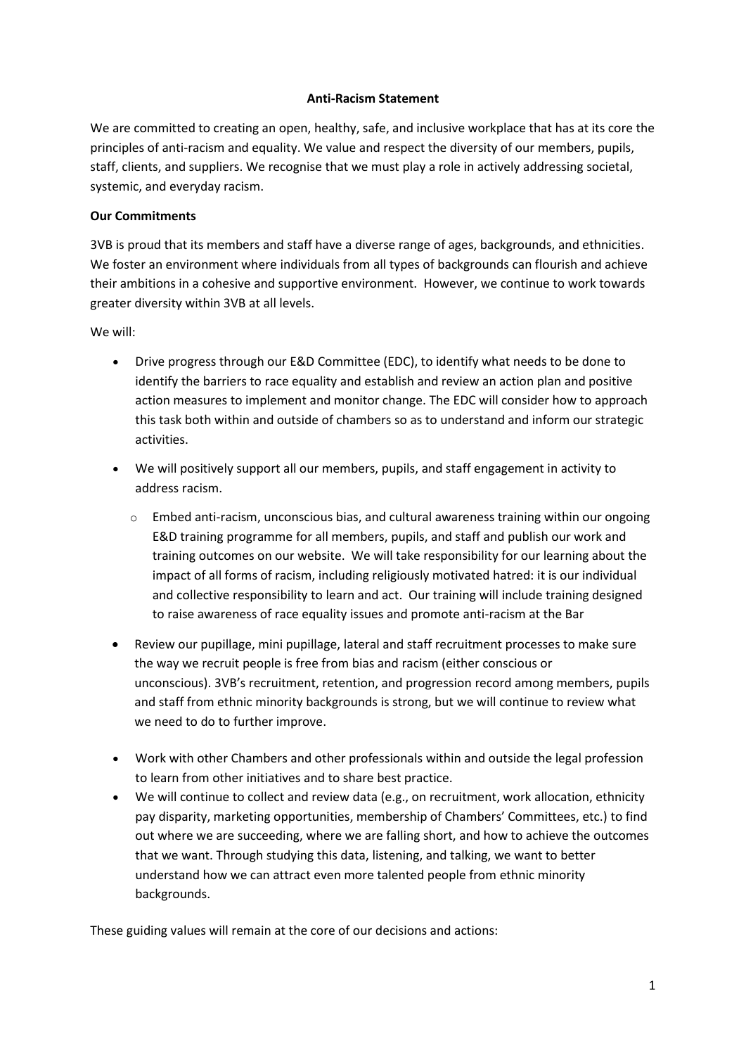**Anti-Racism Statement**

We are committed to creating an open, healthy, safe, and inclusive workplace that has at its core the principles of anti-racism and equality. We value and respect the diversity of our members, pupils, staff, clients, and suppliers. We recognise that we must play a role in actively addressing societal, systemic, and everyday racism.

**Our Commitments**

3VB is proud that its members and staff have a diverse range of ages, backgrounds, and ethnicities. We foster an environment where individuals from all types of backgrounds can flourish and achieve their ambitions in a cohesive and supportive environment. However, we continue to work towards greater diversity within 3VB at all levels.

We will:

- Drive progress through our E&D Committee (EDC), to identify what needs to be done to identify the barriers to race equality and establish and review an action plan and positive action measures to implement and monitor change. The EDC will consider how to approach this task both within and outside of chambers so as to understand and inform our strategic activities.
- We will positively support all our members, pupils, and staff engagement in activity to address racism.
  - Embed anti-racism, unconscious bias, and cultural awareness training within our ongoing E&D training programme for all members, pupils, and staff and publish our work and training outcomes on our website. We will take responsibility for our learning about the impact of all forms of racism, including religiously motivated hatred: it is our individual and collective responsibility to learn and act. Our training will include training designed to raise awareness of race equality issues and promote anti-racism at the Bar
- Review our pupillage, mini pupillage, lateral and staff recruitment processes to make sure the way we recruit people is free from bias and racism (either conscious or unconscious). 3VB's recruitment, retention, and progression record among members, pupils and staff from ethnic minority backgrounds is strong, but we will continue to review what we need to do to further improve.
- Work with other Chambers and other professionals within and outside the legal profession to learn from other initiatives and to share best practice.
- We will continue to collect and review data (e.g., on recruitment, work allocation, ethnicity pay disparity, marketing opportunities, membership of Chambers' Committees, etc.) to find out where we are succeeding, where we are falling short, and how to achieve the outcomes that we want. Through studying this data, listening, and talking, we want to better understand how we can attract even more talented people from ethnic minority backgrounds.

These guiding values will remain at the core of our decisions and actions: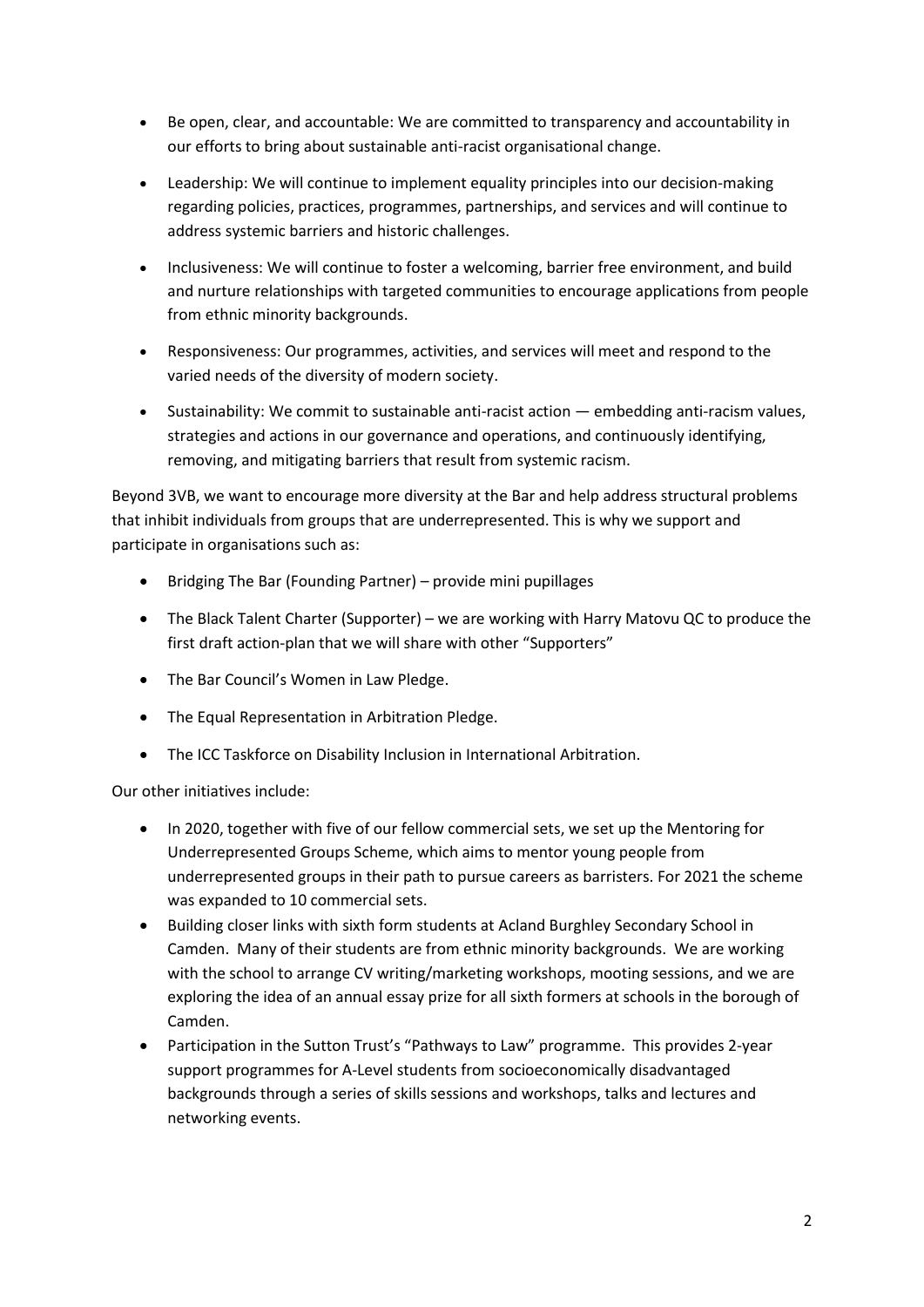- Be open, clear, and accountable: We are committed to transparency and accountability in our efforts to bring about sustainable anti-racist organisational change.
- Leadership: We will continue to implement equality principles into our decision-making regarding policies, practices, programmes, partnerships, and services and will continue to address systemic barriers and historic challenges.
- Inclusiveness: We will continue to foster a welcoming, barrier free environment, and build and nurture relationships with targeted communities to encourage applications from people from ethnic minority backgrounds.
- Responsiveness: Our programmes, activities, and services will meet and respond to the varied needs of the diversity of modern society.
- Sustainability: We commit to sustainable anti-racist action — embedding anti-racism values, strategies and actions in our governance and operations, and continuously identifying, removing, and mitigating barriers that result from systemic racism.

Beyond 3VB, we want to encourage more diversity at the Bar and help address structural problems that inhibit individuals from groups that are underrepresented. This is why we support and participate in organisations such as:

- Bridging The Bar (Founding Partner) – provide mini pupillages
- The Black Talent Charter (Supporter) – we are working with Harry Matovu QC to produce the first draft action-plan that we will share with other "Supporters"
- The Bar Council's Women in Law Pledge.
- The Equal Representation in Arbitration Pledge.
- The ICC Taskforce on Disability Inclusion in International Arbitration.

Our other initiatives include:

- In 2020, together with five of our fellow commercial sets, we set up the Mentoring for Underrepresented Groups Scheme, which aims to mentor young people from underrepresented groups in their path to pursue careers as barristers. For 2021 the scheme was expanded to 10 commercial sets.
- Building closer links with sixth form students at Acland Burghley Secondary School in Camden. Many of their students are from ethnic minority backgrounds. We are working with the school to arrange CV writing/marketing workshops, mooting sessions, and we are exploring the idea of an annual essay prize for all sixth formers at schools in the borough of Camden.
- Participation in the Sutton Trust's "Pathways to Law" programme. This provides 2-year support programmes for A-Level students from socioeconomically disadvantaged backgrounds through a series of skills sessions and workshops, talks and lectures and networking events.